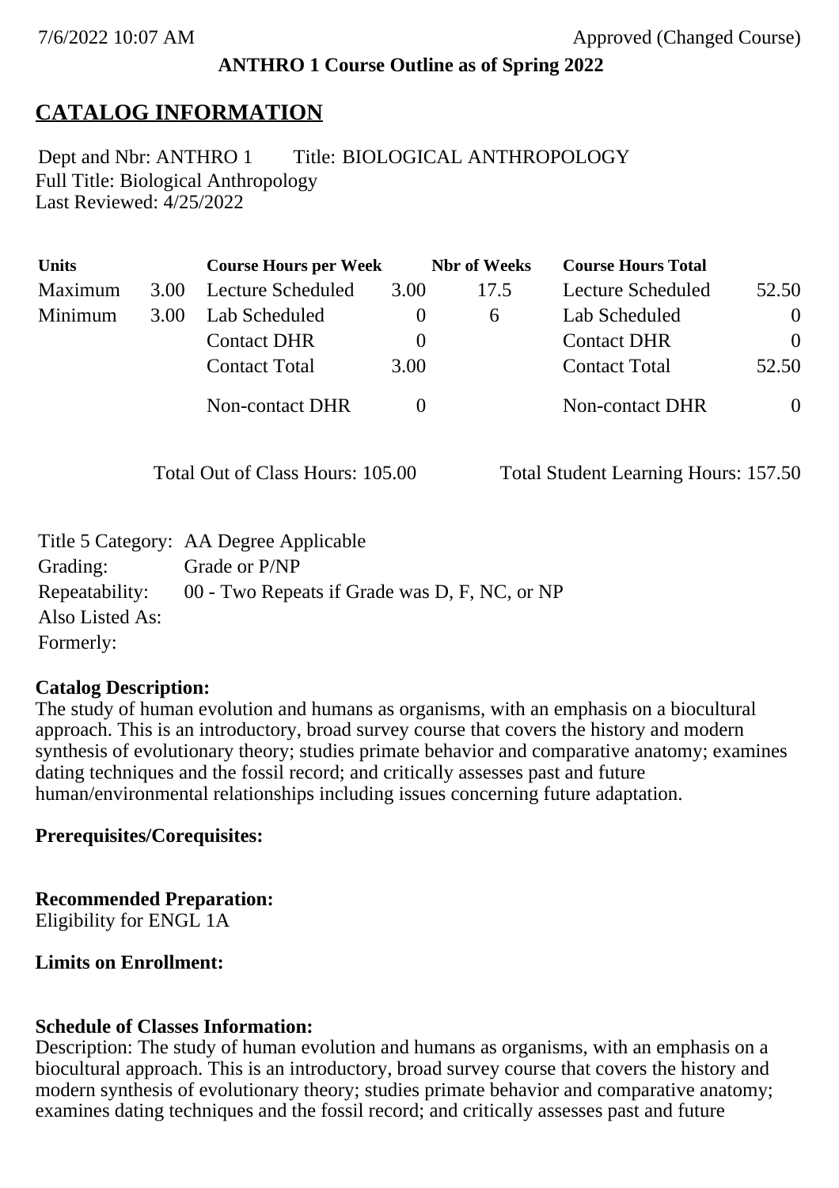**ANTHRO 1 Course Outline as of Spring 2022**

## CATALOG INFORMATION

Dept and Nbr: ANTHRO 1 Title: BIOLOGICAL ANTHROPOLOGY
Full Title: Biological Anthropology
Last Reviewed: 4/25/2022

| Units | | Course Hours per Week | | Nbr of Weeks | Course Hours Total | |
|---|---|---|---|---|---|---|
| Maximum | 3.00 | Lecture Scheduled | 3.00 | 17.5 | Lecture Scheduled | 52.50 |
| Minimum | 3.00 | Lab Scheduled | 0 | 6 | Lab Scheduled | 0 |
| | | Contact DHR | 0 | | Contact DHR | 0 |
| | | Contact Total | 3.00 | | Contact Total | 52.50 |
| | | Non-contact DHR | 0 | | Non-contact DHR | 0 |

Total Out of Class Hours: 105.00 Total Student Learning Hours: 157.50

Title 5 Category: AA Degree Applicable
Grading: Grade or P/NP
Repeatability: 00 - Two Repeats if Grade was D, F, NC, or NP
Also Listed As:
Formerly:

**Catalog Description:**
The study of human evolution and humans as organisms, with an emphasis on a biocultural approach. This is an introductory, broad survey course that covers the history and modern synthesis of evolutionary theory; studies primate behavior and comparative anatomy; examines dating techniques and the fossil record; and critically assesses past and future human/environmental relationships including issues concerning future adaptation.

**Prerequisites/Corequisites:**

**Recommended Preparation:**
Eligibility for ENGL 1A

**Limits on Enrollment:**

**Schedule of Classes Information:**
Description: The study of human evolution and humans as organisms, with an emphasis on a biocultural approach. This is an introductory, broad survey course that covers the history and modern synthesis of evolutionary theory; studies primate behavior and comparative anatomy; examines dating techniques and the fossil record; and critically assesses past and future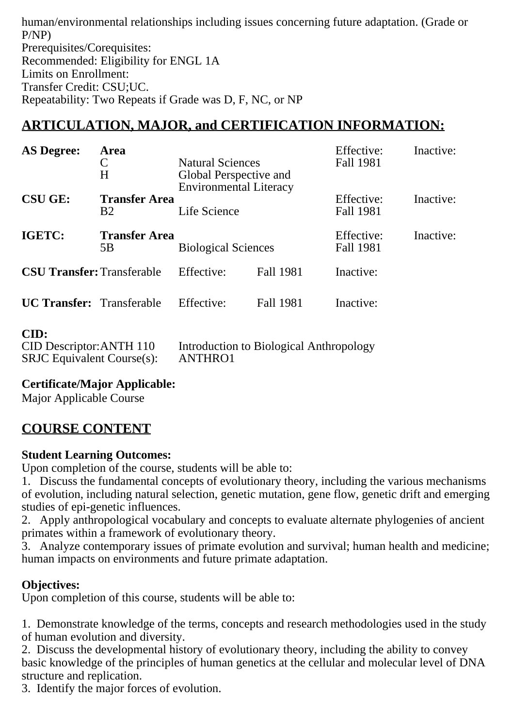human/environmental relationships including issues concerning future adaptation. (Grade or P/NP)

Prerequisites/Corequisites:

Recommended: Eligibility for ENGL 1A

Limits on Enrollment:

Transfer Credit: CSU;UC.

Repeatability: Two Repeats if Grade was D, F, NC, or NP

## ARTICULATION, MAJOR, and CERTIFICATION INFORMATION:

| | | | | | |
|---|---|---|---|---|---|
| **AS Degree:** | **Area** | | | Effective: | Inactive: |
| | C | Natural Sciences | | Fall 1981 | |
| | H | Global Perspective and Environmental Literacy | | | |
| **CSU GE:** | **Transfer Area** | | | Effective: | Inactive: |
| | B2 | Life Science | | Fall 1981 | |
| **IGETC:** | **Transfer Area** | | | Effective: | Inactive: |
| | 5B | Biological Sciences | | Fall 1981 | |
| **CSU Transfer:** | Transferable | Effective: | Fall 1981 | Inactive: | |
| **UC Transfer:** | Transferable | Effective: | Fall 1981 | Inactive: | |

**CID:**

| | |
|---|---|
| CID Descriptor: ANTH 110 | Introduction to Biological Anthropology |
| SRJC Equivalent Course(s): | ANTHRO1 |

**Certificate/Major Applicable:**

Major Applicable Course

## COURSE CONTENT

**Student Learning Outcomes:**

Upon completion of the course, students will be able to:

1. Discuss the fundamental concepts of evolutionary theory, including the various mechanisms of evolution, including natural selection, genetic mutation, gene flow, genetic drift and emerging studies of epi-genetic influences.
2. Apply anthropological vocabulary and concepts to evaluate alternate phylogenies of ancient primates within a framework of evolutionary theory.
3. Analyze contemporary issues of primate evolution and survival; human health and medicine; human impacts on environments and future primate adaptation.

**Objectives:**

Upon completion of this course, students will be able to:

1. Demonstrate knowledge of the terms, concepts and research methodologies used in the study of human evolution and diversity.
2. Discuss the developmental history of evolutionary theory, including the ability to convey basic knowledge of the principles of human genetics at the cellular and molecular level of DNA structure and replication.
3. Identify the major forces of evolution.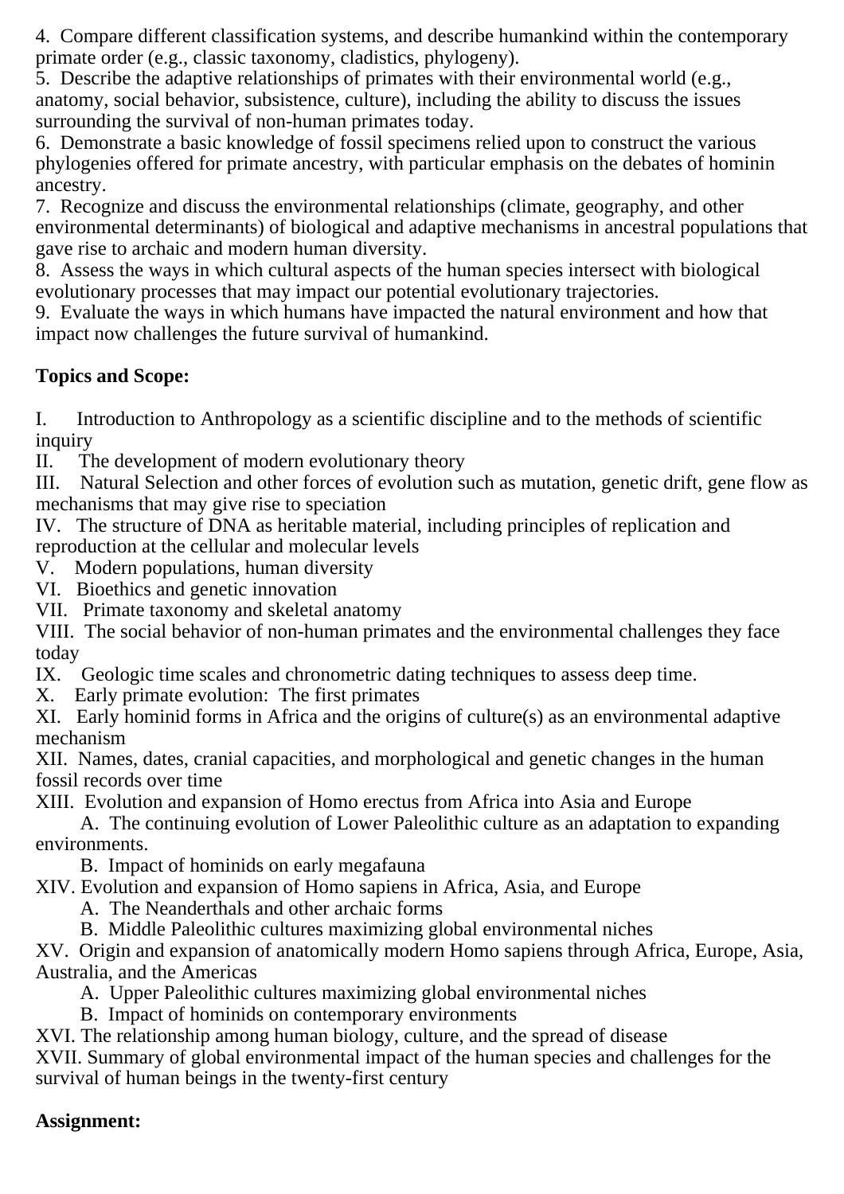4. Compare different classification systems, and describe humankind within the contemporary primate order (e.g., classic taxonomy, cladistics, phylogeny).
5. Describe the adaptive relationships of primates with their environmental world (e.g., anatomy, social behavior, subsistence, culture), including the ability to discuss the issues surrounding the survival of non-human primates today.
6. Demonstrate a basic knowledge of fossil specimens relied upon to construct the various phylogenies offered for primate ancestry, with particular emphasis on the debates of hominin ancestry.
7. Recognize and discuss the environmental relationships (climate, geography, and other environmental determinants) of biological and adaptive mechanisms in ancestral populations that gave rise to archaic and modern human diversity.
8. Assess the ways in which cultural aspects of the human species intersect with biological evolutionary processes that may impact our potential evolutionary trajectories.
9. Evaluate the ways in which humans have impacted the natural environment and how that impact now challenges the future survival of humankind.

**Topics and Scope:**

I. Introduction to Anthropology as a scientific discipline and to the methods of scientific inquiry
II. The development of modern evolutionary theory
III. Natural Selection and other forces of evolution such as mutation, genetic drift, gene flow as mechanisms that may give rise to speciation
IV. The structure of DNA as heritable material, including principles of replication and reproduction at the cellular and molecular levels
V. Modern populations, human diversity
VI. Bioethics and genetic innovation
VII. Primate taxonomy and skeletal anatomy
VIII. The social behavior of non-human primates and the environmental challenges they face today
IX. Geologic time scales and chronometric dating techniques to assess deep time.
X. Early primate evolution: The first primates
XI. Early hominid forms in Africa and the origins of culture(s) as an environmental adaptive mechanism
XII. Names, dates, cranial capacities, and morphological and genetic changes in the human fossil records over time
XIII. Evolution and expansion of Homo erectus from Africa into Asia and Europe
  A. The continuing evolution of Lower Paleolithic culture as an adaptation to expanding environments.
  B. Impact of hominids on early megafauna
XIV. Evolution and expansion of Homo sapiens in Africa, Asia, and Europe
  A. The Neanderthals and other archaic forms
  B. Middle Paleolithic cultures maximizing global environmental niches
XV. Origin and expansion of anatomically modern Homo sapiens through Africa, Europe, Asia, Australia, and the Americas
  A. Upper Paleolithic cultures maximizing global environmental niches
  B. Impact of hominids on contemporary environments
XVI. The relationship among human biology, culture, and the spread of disease
XVII. Summary of global environmental impact of the human species and challenges for the survival of human beings in the twenty-first century

**Assignment:**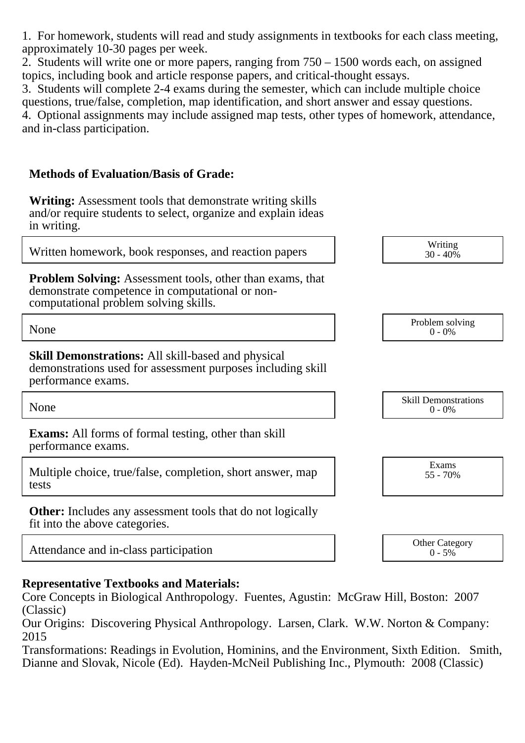1. For homework, students will read and study assignments in textbooks for each class meeting, approximately 10-30 pages per week.
2. Students will write one or more papers, ranging from 750 – 1500 words each, on assigned topics, including book and article response papers, and critical-thought essays.
3. Students will complete 2-4 exams during the semester, which can include multiple choice questions, true/false, completion, map identification, and short answer and essay questions.
4. Optional assignments may include assigned map tests, other types of homework, attendance, and in-class participation.

**Methods of Evaluation/Basis of Grade:**

**Writing:** Assessment tools that demonstrate writing skills and/or require students to select, organize and explain ideas in writing.

| | |
|---|---|
| Written homework, book responses, and reaction papers | Writing 30 - 40% |

**Problem Solving:** Assessment tools, other than exams, that demonstrate competence in computational or non-computational problem solving skills.

| | |
|---|---|
| None | Problem solving 0 - 0% |

**Skill Demonstrations:** All skill-based and physical demonstrations used for assessment purposes including skill performance exams.

| | |
|---|---|
| None | Skill Demonstrations 0 - 0% |

**Exams:** All forms of formal testing, other than skill performance exams.

| | |
|---|---|
| Multiple choice, true/false, completion, short answer, map tests | Exams 55 - 70% |

**Other:** Includes any assessment tools that do not logically fit into the above categories.

| | |
|---|---|
| Attendance and in-class participation | Other Category 0 - 5% |

**Representative Textbooks and Materials:**

Core Concepts in Biological Anthropology. Fuentes, Agustin: McGraw Hill, Boston: 2007 (Classic)

Our Origins: Discovering Physical Anthropology. Larsen, Clark. W.W. Norton & Company: 2015

Transformations: Readings in Evolution, Hominins, and the Environment, Sixth Edition. Smith, Dianne and Slovak, Nicole (Ed). Hayden-McNeil Publishing Inc., Plymouth: 2008 (Classic)